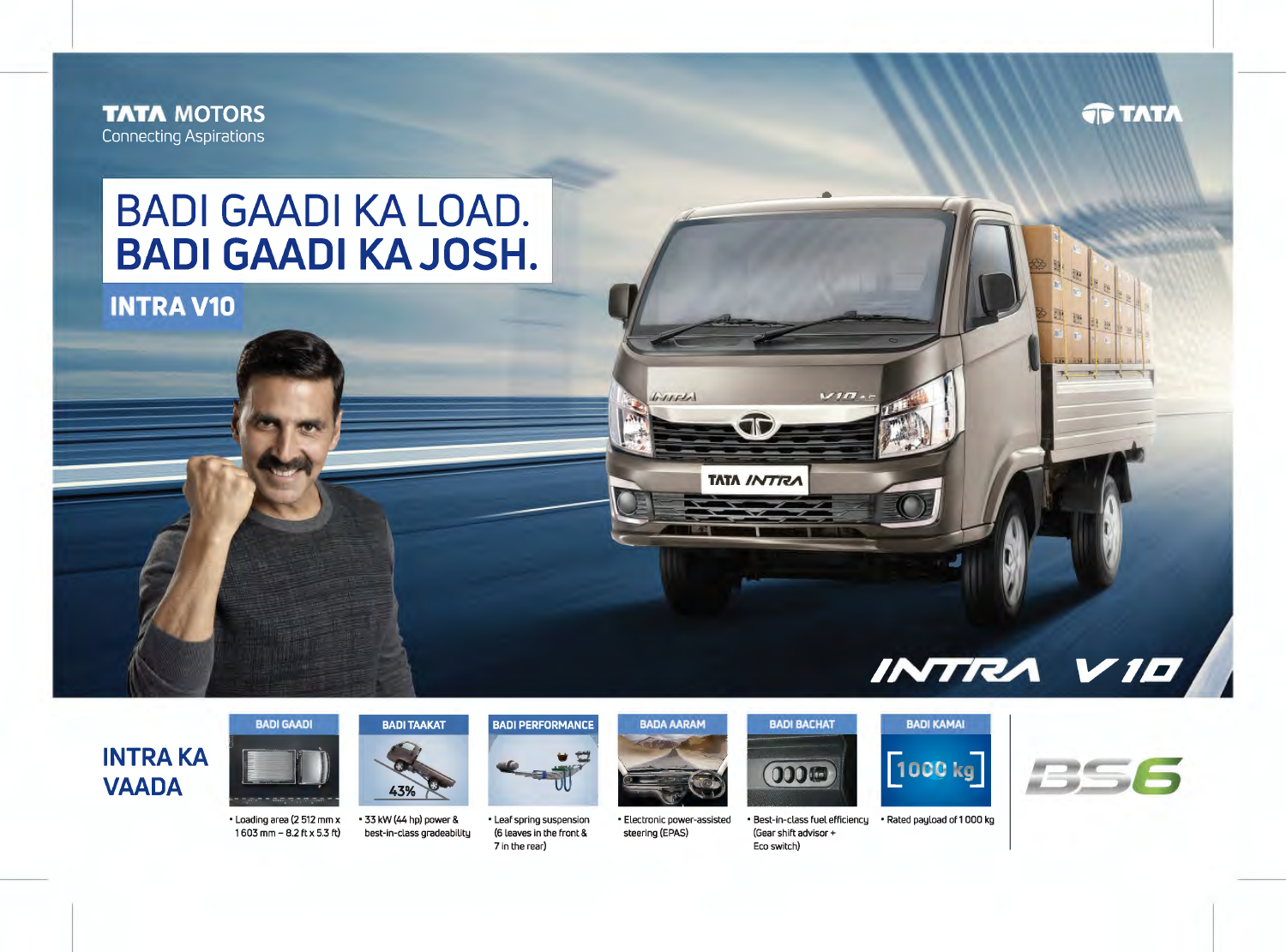TATA MOTORS
Connecting Aspirations

TATA

# BADI GAADI KA LOAD.
# BADI GAADI KA JOSH.

## INTRA V10

INTRA V10

## INTRA KA VAADA

**BADI GAADI**
- Loading area (2 512 mm x 1 603 mm – 8.2 ft x 5.3 ft)

**BADI TAAKAT**
- 33 kW (44 hp) power & best-in-class gradeability

43%

**BADI PERFORMANCE**
- Leaf spring suspension (6 leaves in the front & 7 in the rear)

**BADA AARAM**
- Electronic power-assisted steering (EPAS)

**BADI BACHAT**
- Best-in-class fuel efficiency (Gear shift advisor + Eco switch)

**BADI KAMAI**
- Rated payload of 1 000 kg

1000 kg

BS6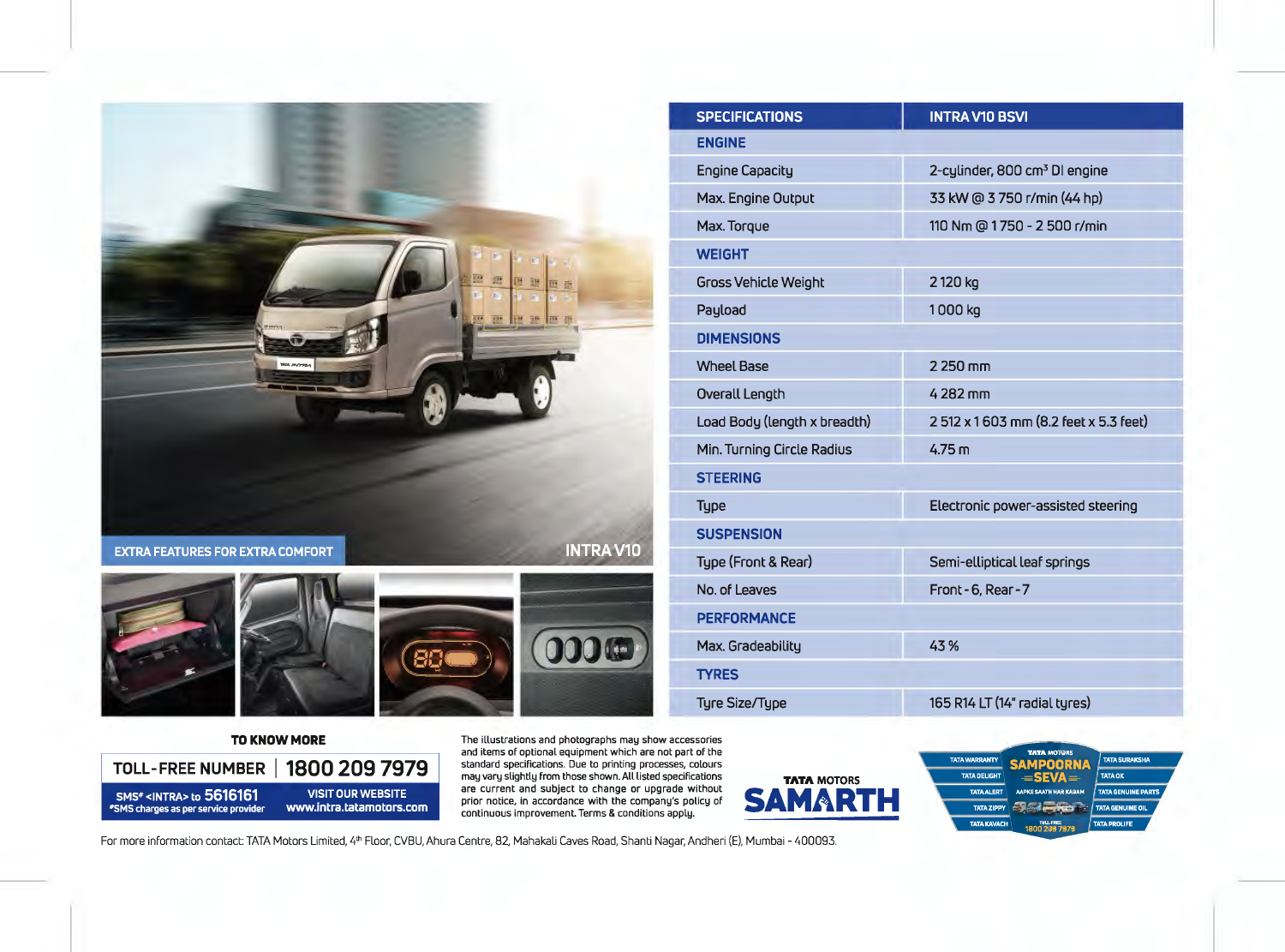EXTRA FEATURES FOR EXTRA COMFORT

INTRA V10

| SPECIFICATIONS | INTRA V10 BSVI |
|---|---|
| **ENGINE** | |
| Engine Capacity | 2-cylinder, 800 $cm^3$ DI engine |
| Max. Engine Output | 33 kW @ 3 750 r/min (44 hp) |
| Max. Torque | 110 Nm @ 1 750 - 2 500 r/min |
| **WEIGHT** | |
| Gross Vehicle Weight | 2 120 kg |
| Payload | 1 000 kg |
| **DIMENSIONS** | |
| Wheel Base | 2 250 mm |
| Overall Length | 4 282 mm |
| Load Body (length x breadth) | 2 512 x 1 603 mm (8.2 feet x 5.3 feet) |
| Min. Turning Circle Radius | 4.75 m |
| **STEERING** | |
| Type | Electronic power-assisted steering |
| **SUSPENSION** | |
| Type (Front & Rear) | Semi-elliptical leaf springs |
| No. of Leaves | Front - 6, Rear - 7 |
| **PERFORMANCE** | |
| Max. Gradeability | 43 % |
| **TYRES** | |
| Tyre Size/Type | 165 R14 LT (14" radial tyres) |

**TO KNOW MORE**

TOLL-FREE NUMBER | 1800 209 7979

SMS# <INTRA> to 5616161
#SMS charges as per service provider

VISIT OUR WEBSITE
www.intra.tatamotors.com

The illustrations and photographs may show accessories and items of optional equipment which are not part of the standard specifications. Due to printing processes, colours may vary slightly from those shown. All listed specifications are current and subject to change or upgrade without prior notice, in accordance with the company's policy of continuous improvement. Terms & conditions apply.

TATA MOTORS SAMARTH

TATA MOTORS SAMPOORNA SEVA — AAPKE SAATH HAR KADAM
TATA WARRANTY | TATA DELIGHT | TATA ALERT | TATA ZIPPY | TATA KAVACH | TATA SURAKSHA | TATA OK | TATA GENUINE PARTS | TATA GENUINE OIL | TATA PROLIFE
TOLL-FREE 1800 209 7979

For more information contact: TATA Motors Limited, 4th Floor, CVBU, Ahura Centre, 82, Mahakali Caves Road, Shanti Nagar, Andheri (E), Mumbai - 400093.